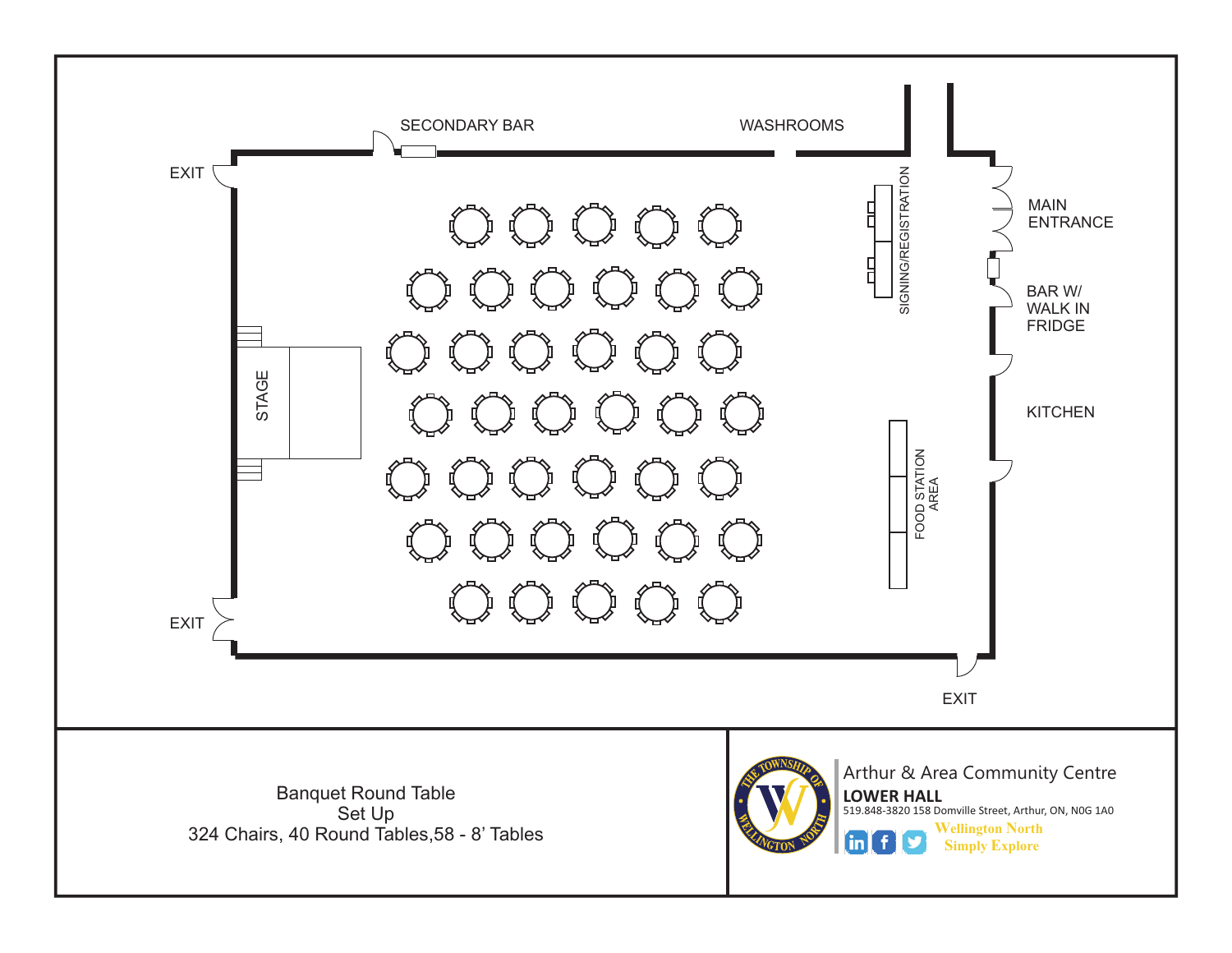SECONDARY BAR

WASHROOMS

EXIT

SIGNING/REGISTRATION

MAIN ENTRANCE

BAR W/ WALK IN FRIDGE

STAGE

KITCHEN

FOOD STATION AREA

EXIT

EXIT

Banquet Round Table
Set Up
324 Chairs, 40 Round Tables,58 - 8' Tables

Arthur & Area Community Centre

**LOWER HALL**

519.848-3820 158 Domville Street, Arthur, ON, N0G 1A0

Wellington North
Simply Explore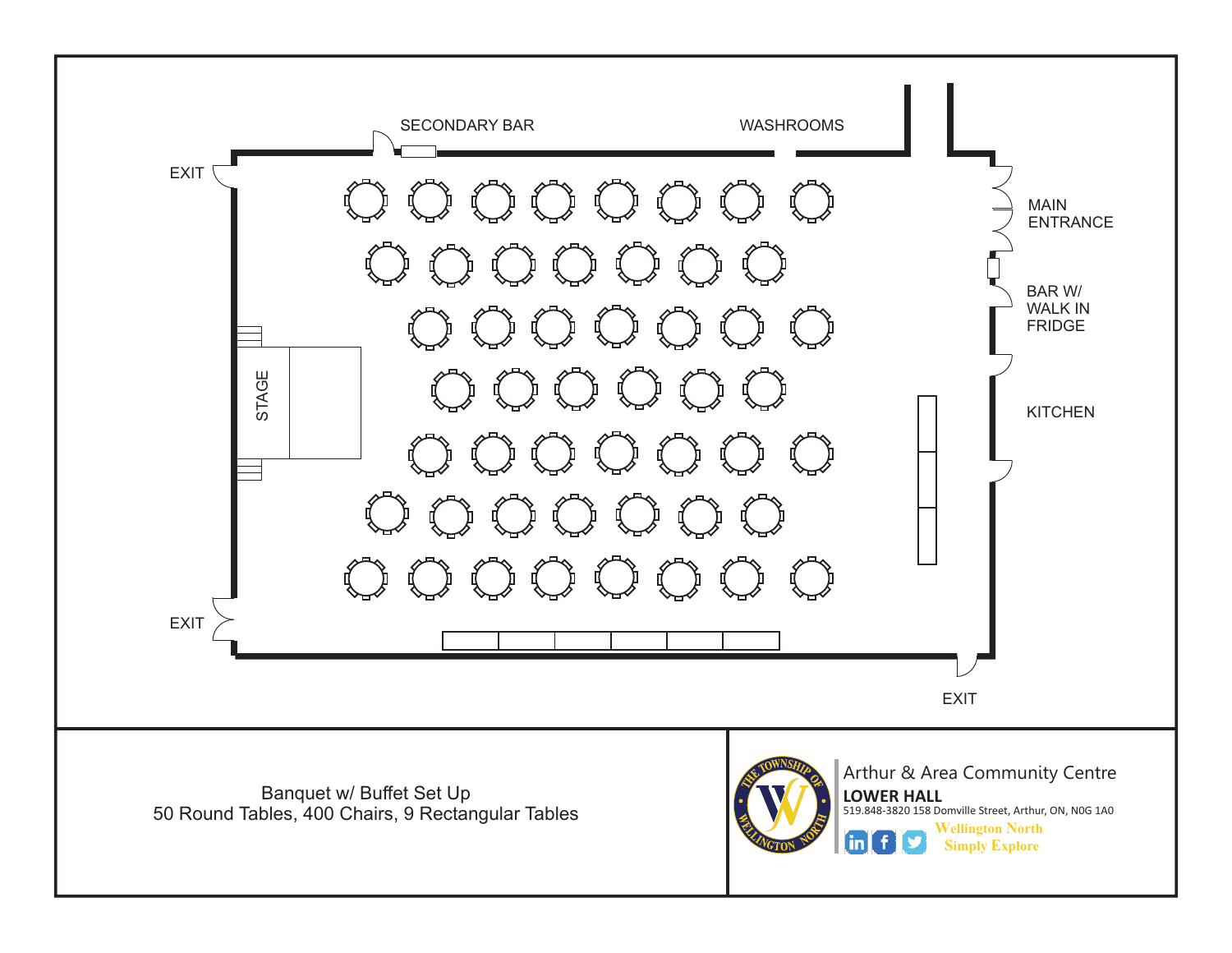SECONDARY BAR

WASHROOMS

EXIT

MAIN ENTRANCE

BAR W/ WALK IN FRIDGE

STAGE

KITCHEN

EXIT

EXIT

Banquet w/ Buffet Set Up
50 Round Tables, 400 Chairs, 9 Rectangular Tables

Arthur & Area Community Centre

**LOWER HALL**

519.848-3820 158 Domville Street, Arthur, ON, N0G 1A0

Wellington North
Simply Explore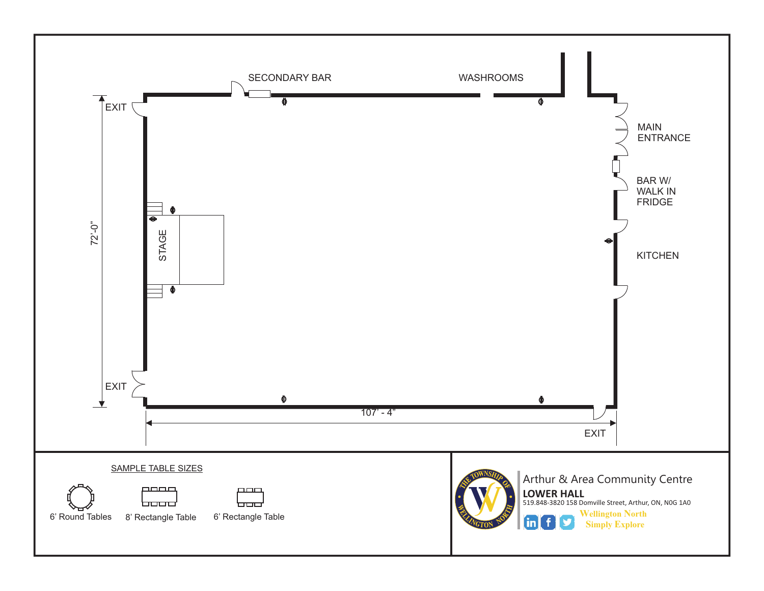SECONDARY BAR

WASHROOMS

EXIT

MAIN ENTRANCE

BAR W/ WALK IN FRIDGE

STAGE

72'-0"

KITCHEN

EXIT

107' - 4"

EXIT

SAMPLE TABLE SIZES

6' Round Tables

8' Rectangle Table

6' Rectangle Table

Arthur & Area Community Centre

**LOWER HALL**

519.848-3820 158 Domville Street, Arthur, ON, N0G 1A0

Wellington North
Simply Explore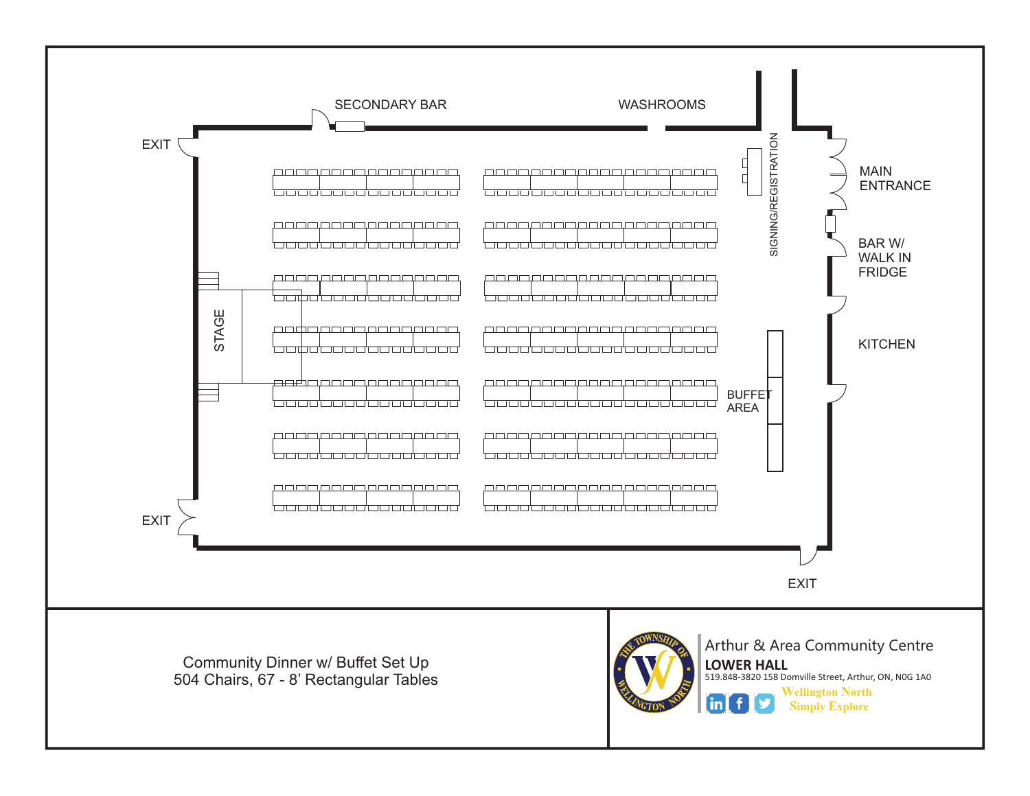SECONDARY BAR

WASHROOMS

EXIT

MAIN ENTRANCE

SIGNING/REGISTRATION

BAR W/ WALK IN FRIDGE

STAGE

KITCHEN

BUFFET AREA

EXIT

EXIT

Community Dinner w/ Buffet Set Up
504 Chairs, 67 - 8' Rectangular Tables

Arthur & Area Community Centre

**LOWER HALL**

519.848-3820 158 Domville Street, Arthur, ON, N0G 1A0

Wellington North
Simply Explore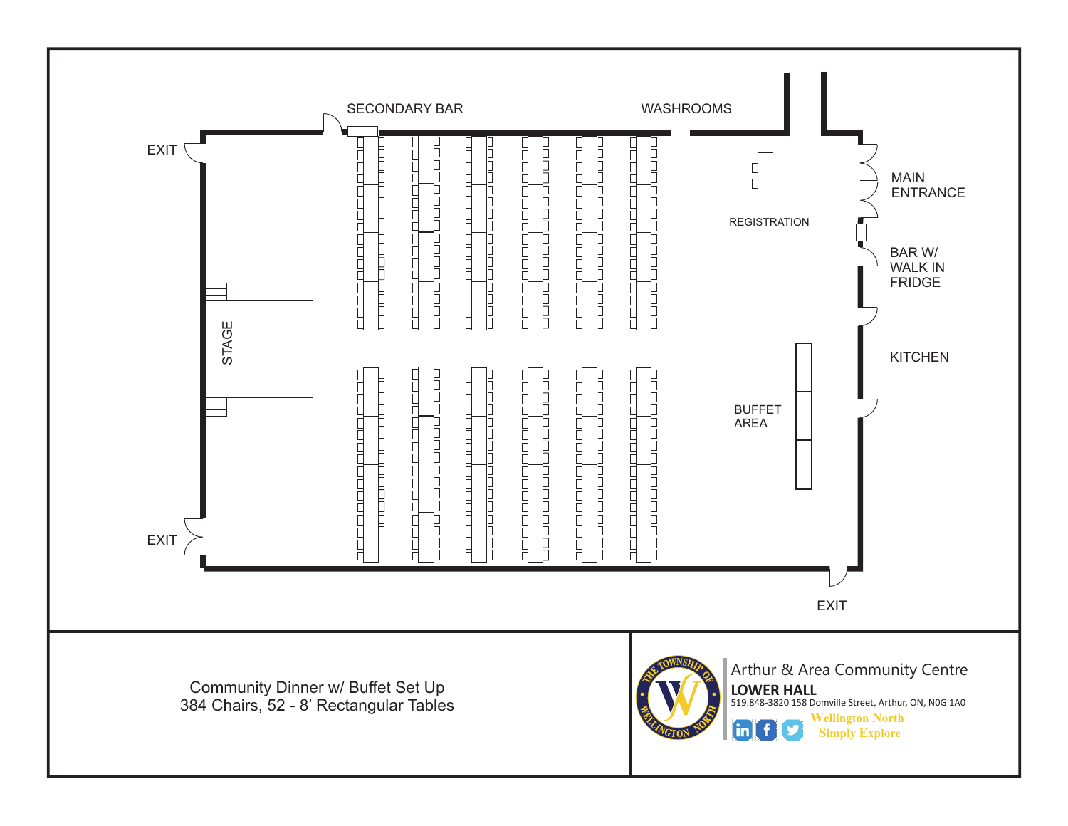SECONDARY BAR

WASHROOMS

EXIT

MAIN ENTRANCE

REGISTRATION

BAR W/ WALK IN FRIDGE

STAGE

KITCHEN

BUFFET AREA

EXIT

EXIT

Community Dinner w/ Buffet Set Up
384 Chairs, 52 - 8' Rectangular Tables

Arthur & Area Community Centre

**LOWER HALL**

519.848-3820 158 Domville Street, Arthur, ON, N0G 1A0

Wellington North
Simply Explore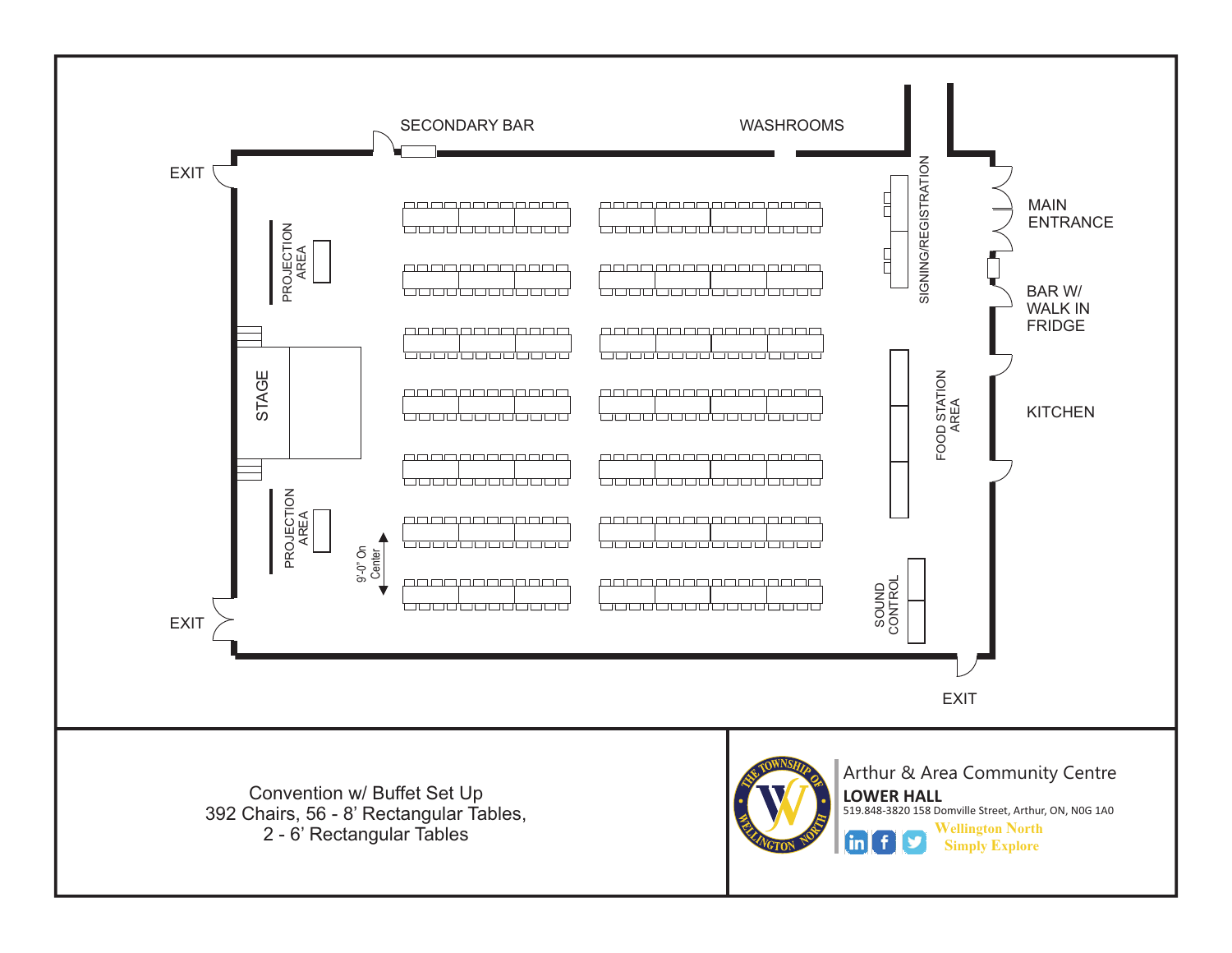SECONDARY BAR

WASHROOMS

EXIT

MAIN ENTRANCE

SIGNING/REGISTRATION

PROJECTION AREA

BAR W/ WALK IN FRIDGE

STAGE

FOOD STATION AREA

KITCHEN

PROJECTION AREA

9'-0" On Center

SOUND CONTROL

EXIT

EXIT

Convention w/ Buffet Set Up
392 Chairs, 56 - 8' Rectangular Tables,
2 - 6' Rectangular Tables

Arthur & Area Community Centre

**LOWER HALL**

519.848-3820 158 Domville Street, Arthur, ON, N0G 1A0

Wellington North
Simply Explore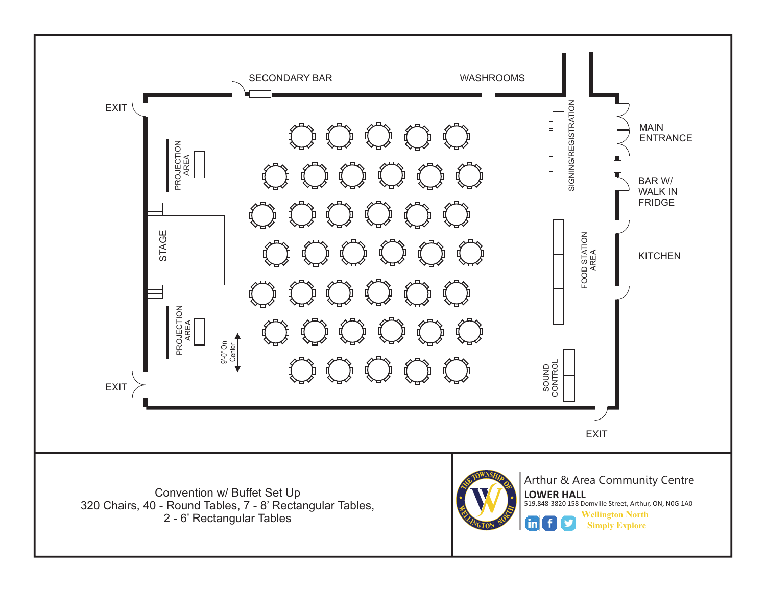SECONDARY BAR

WASHROOMS

EXIT

PROJECTION AREA

SIGNING/REGISTRATION

MAIN ENTRANCE

BAR W/ WALK IN FRIDGE

STAGE

FOOD STATION AREA

KITCHEN

PROJECTION AREA

9'-0" On Center

SOUND CONTROL

EXIT

EXIT

Convention w/ Buffet Set Up
320 Chairs, 40 - Round Tables, 7 - 8' Rectangular Tables,
2 - 6' Rectangular Tables

Arthur & Area Community Centre

**LOWER HALL**

519.848-3820 158 Domville Street, Arthur, ON, N0G 1A0

Wellington North
Simply Explore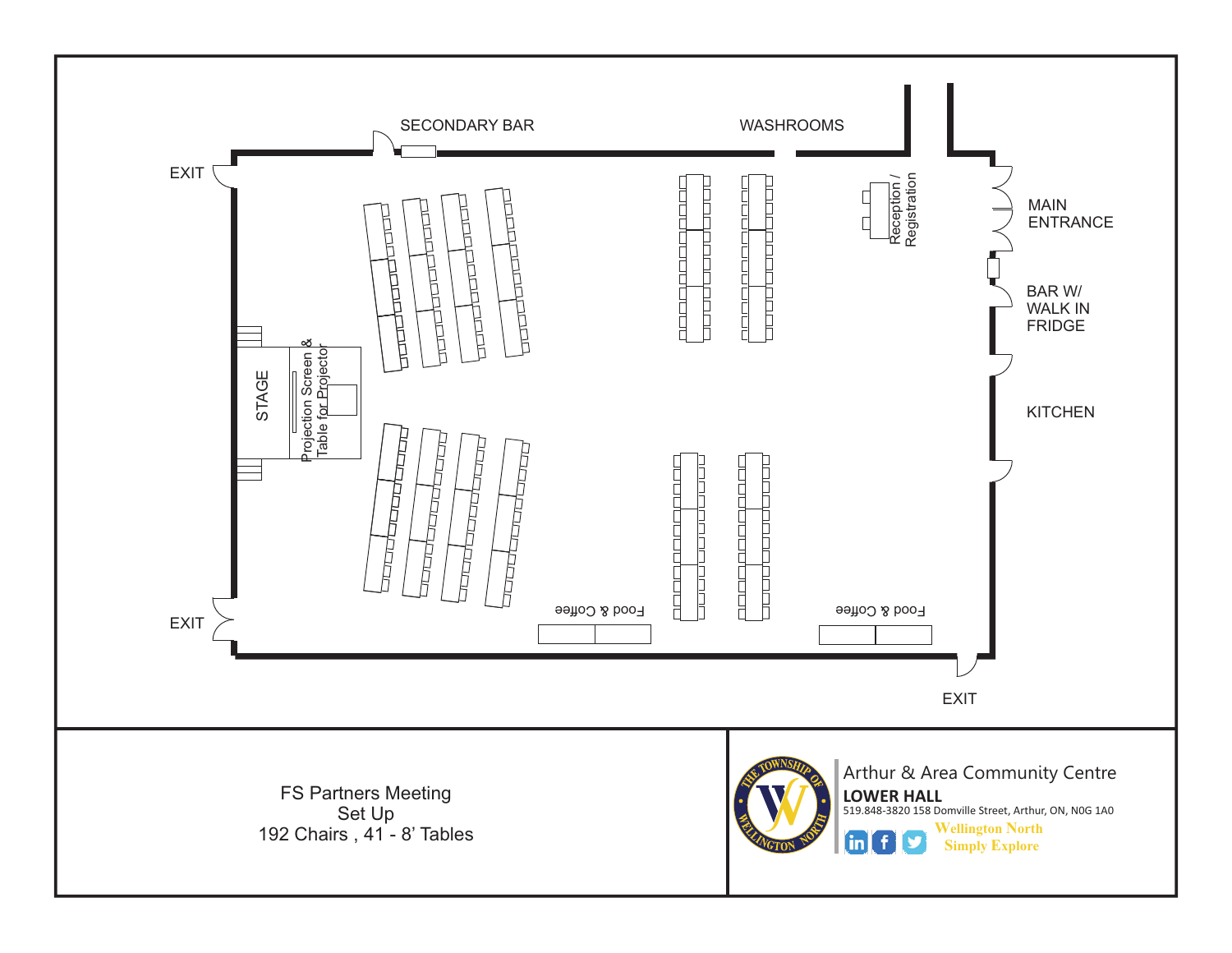SECONDARY BAR

WASHROOMS

EXIT

MAIN ENTRANCE

Reception / Registration

BAR W/ WALK IN FRIDGE

STAGE

Projection Screen & Table for Projector

KITCHEN

EXIT

Food & Coffee

Food & Coffee

EXIT

FS Partners Meeting
Set Up
192 Chairs , 41 - 8' Tables

Arthur & Area Community Centre

**LOWER HALL**

519.848-3820 158 Domville Street, Arthur, ON, N0G 1A0

Wellington North
Simply Explore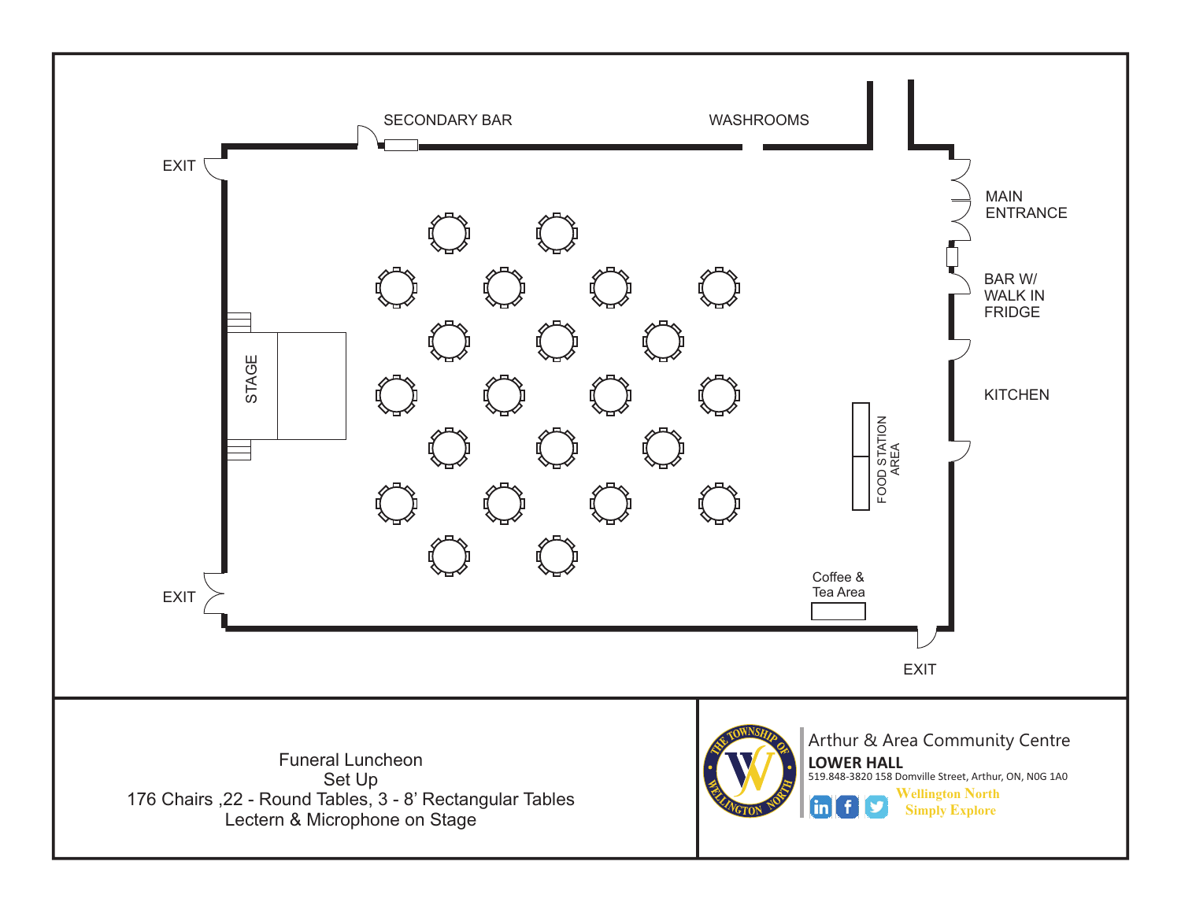SECONDARY BAR

WASHROOMS

EXIT

MAIN ENTRANCE

BAR W/ WALK IN FRIDGE

KITCHEN

STAGE

FOOD STATION AREA

EXIT

Coffee & Tea Area

EXIT

Funeral Luncheon
Set Up
176 Chairs ,22 - Round Tables, 3 - 8' Rectangular Tables
Lectern & Microphone on Stage

Arthur & Area Community Centre

**LOWER HALL**

519.848-3820 158 Domville Street, Arthur, ON, N0G 1A0

Wellington North
Simply Explore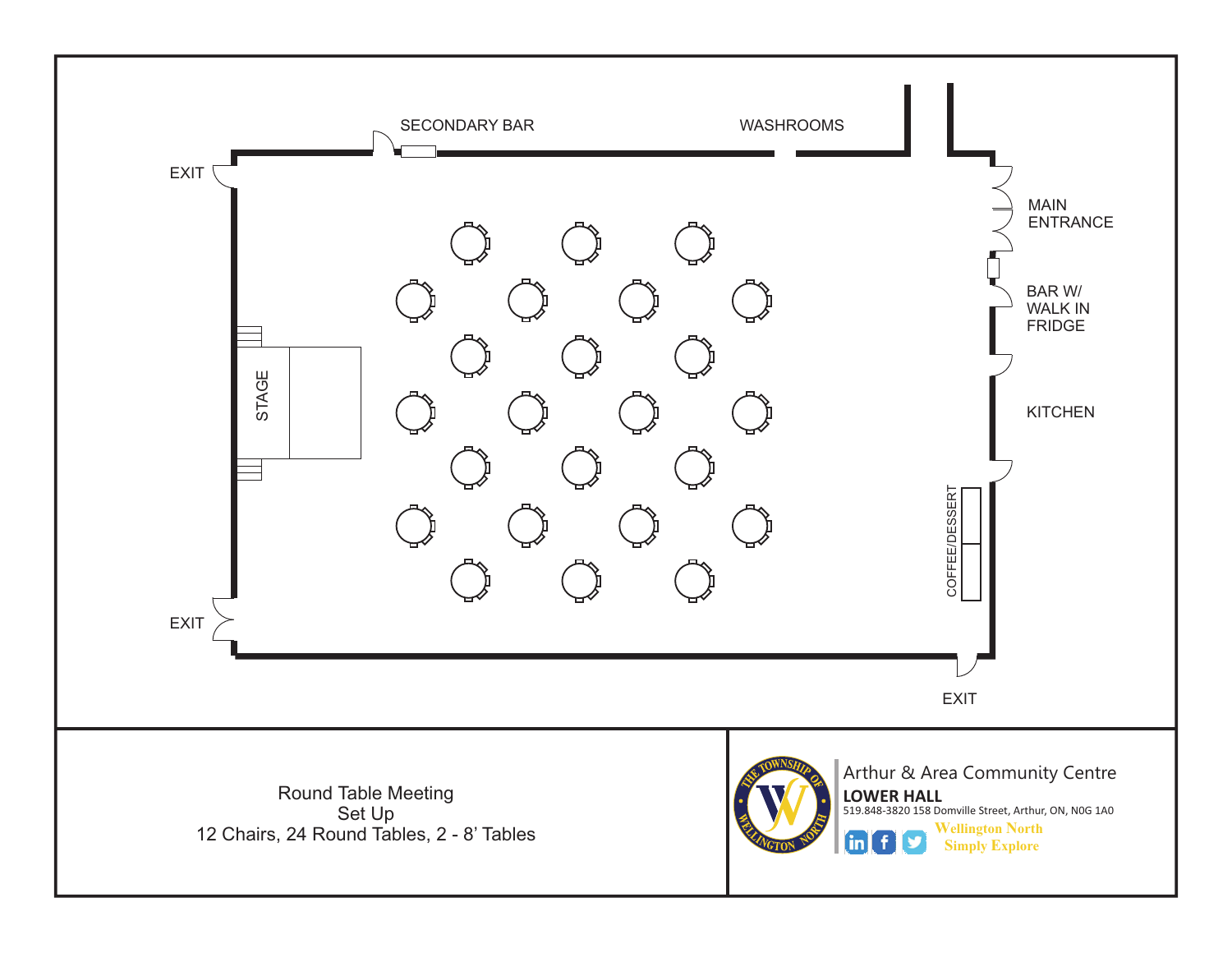SECONDARY BAR

WASHROOMS

EXIT

MAIN ENTRANCE

BAR W/ WALK IN FRIDGE

STAGE

KITCHEN

COFFEE/DESSERT

EXIT

EXIT

Round Table Meeting
Set Up
12 Chairs, 24 Round Tables, 2 - 8' Tables

Arthur & Area Community Centre

**LOWER HALL**

519.848-3820 158 Domville Street, Arthur, ON, N0G 1A0

Wellington North
Simply Explore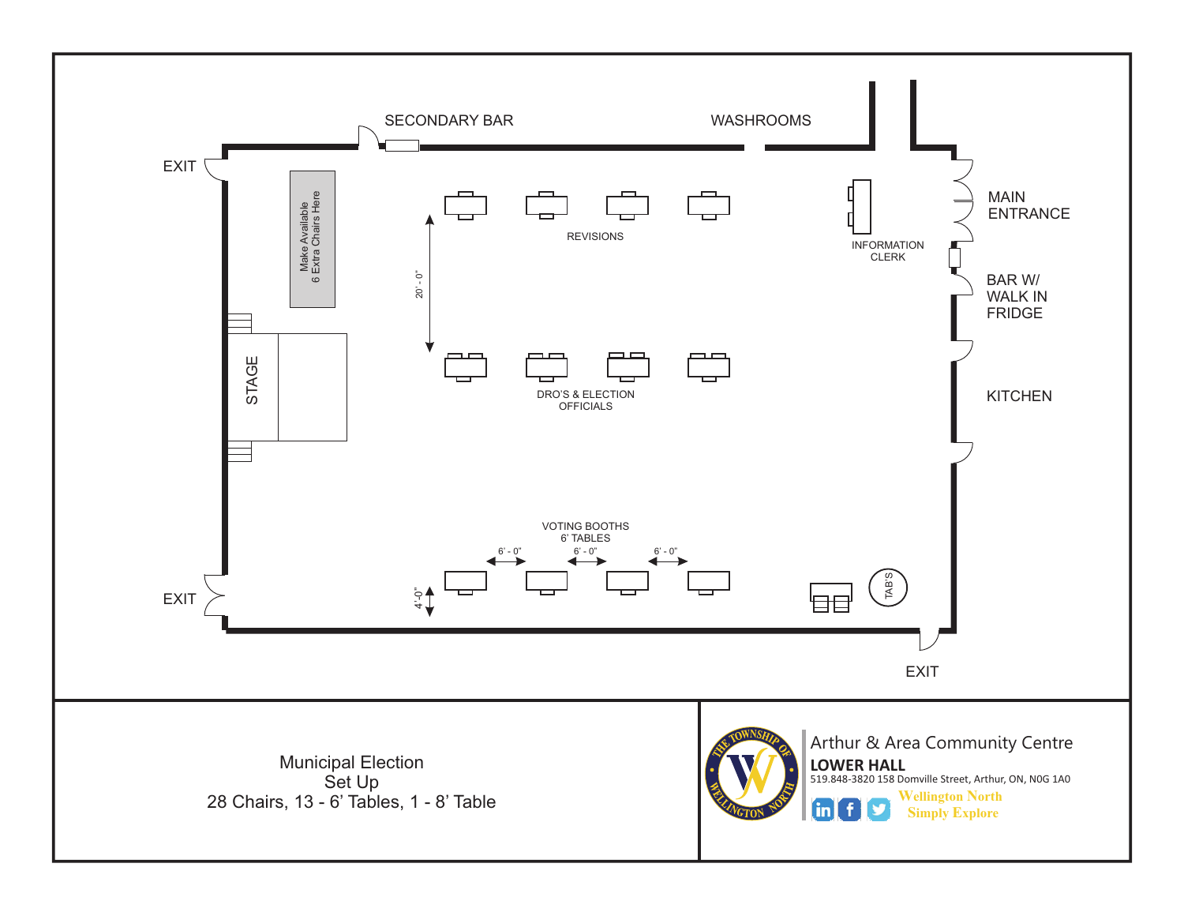SECONDARY BAR

WASHROOMS

EXIT

Make Available
6 Extra Chairs Here

REVISIONS

20' - 0"

INFORMATION CLERK

MAIN ENTRANCE

BAR W/ WALK IN FRIDGE

STAGE

DRO'S & ELECTION OFFICIALS

KITCHEN

VOTING BOOTHS
6' TABLES

6' - 0" 6' - 0" 6' - 0"

4'-0"

TAB'S

EXIT

EXIT

Municipal Election
Set Up
28 Chairs, 13 - 6' Tables, 1 - 8' Table

Arthur & Area Community Centre

**LOWER HALL**

519.848-3820 158 Domville Street, Arthur, ON, N0G 1A0

Wellington North
Simply Explore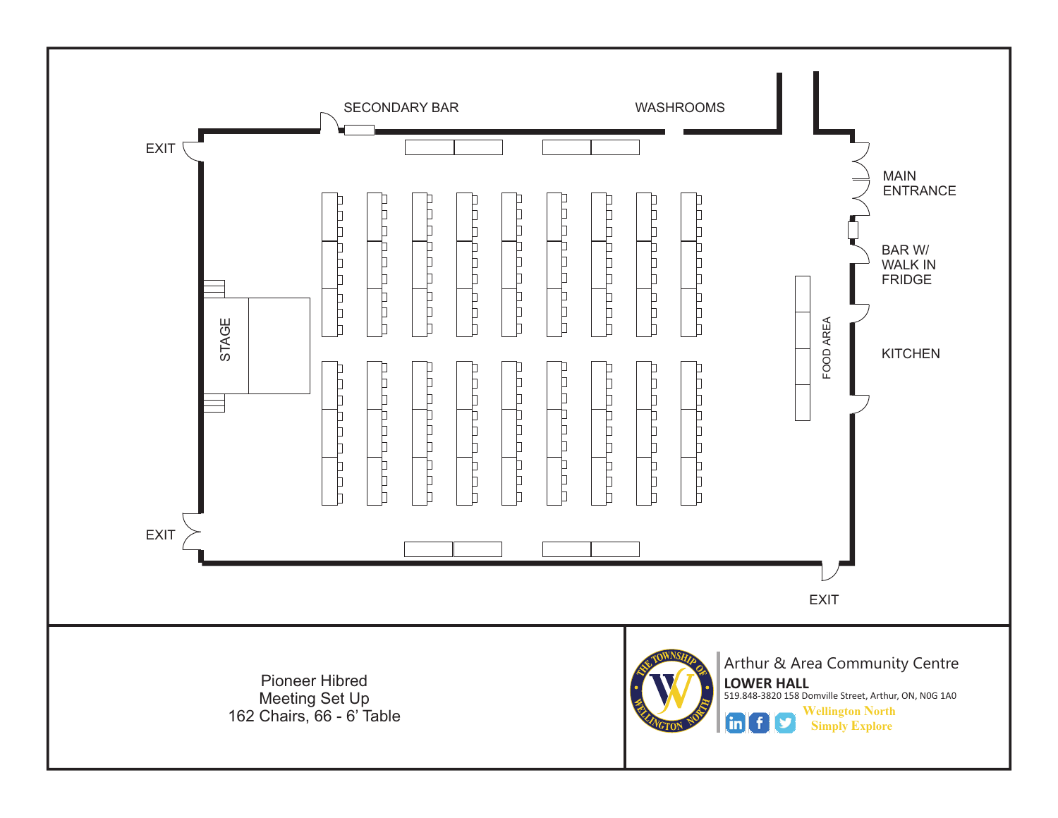SECONDARY BAR

WASHROOMS

EXIT

MAIN ENTRANCE

BAR W/ WALK IN FRIDGE

STAGE

FOOD AREA

KITCHEN

EXIT

EXIT

Pioneer Hibred
Meeting Set Up
162 Chairs, 66 - 6' Table

Arthur & Area Community Centre

**LOWER HALL**

519.848-3820 158 Domville Street, Arthur, ON, N0G 1A0

Wellington North
Simply Explore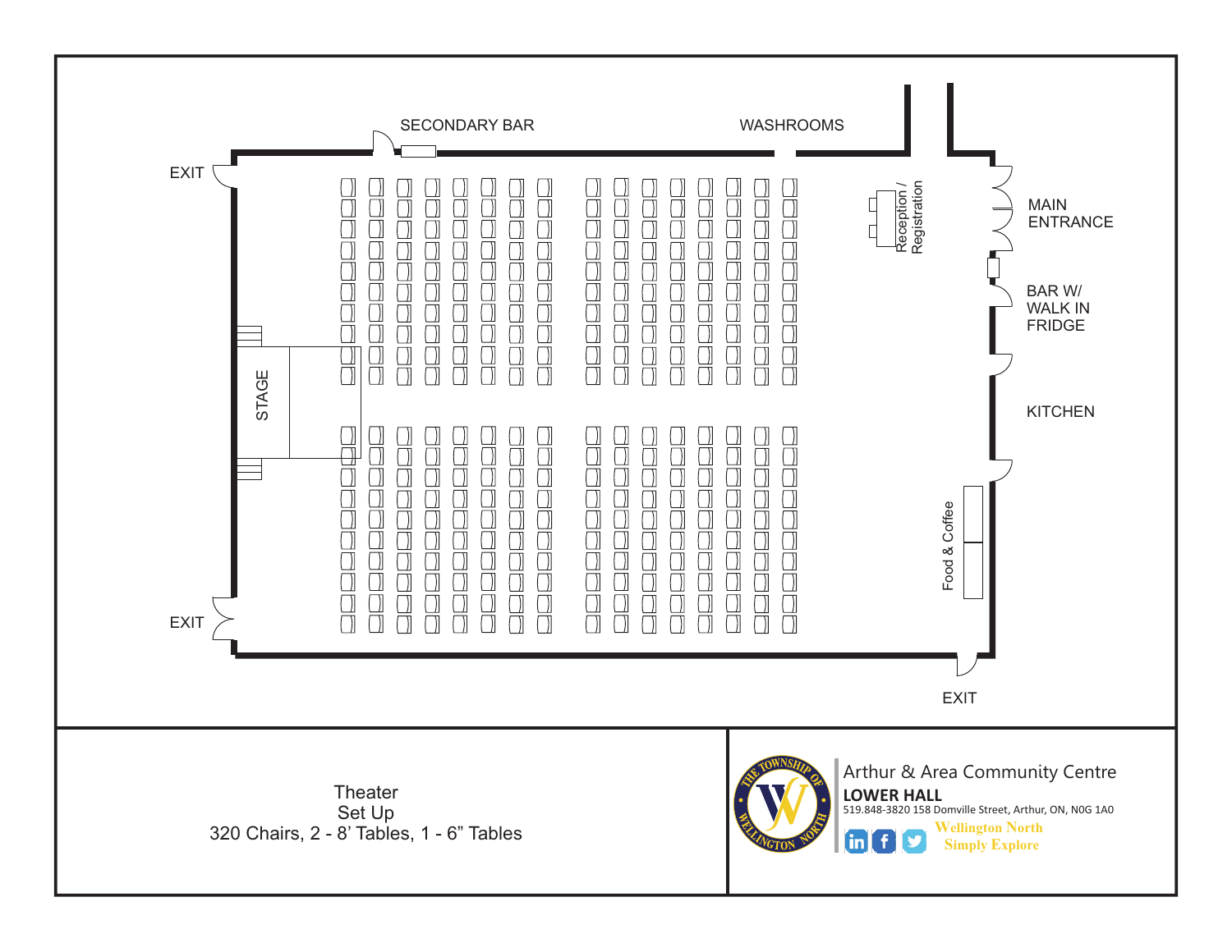SECONDARY BAR

WASHROOMS

EXIT

MAIN ENTRANCE

Reception / Registration

BAR W/ WALK IN FRIDGE

STAGE

KITCHEN

Food & Coffee

EXIT

EXIT

Theater
Set Up
320 Chairs, 2 - 8' Tables, 1 - 6" Tables

Arthur & Area Community Centre

**LOWER HALL**

519.848-3820 158 Domville Street, Arthur, ON, N0G 1A0

Wellington North
Simply Explore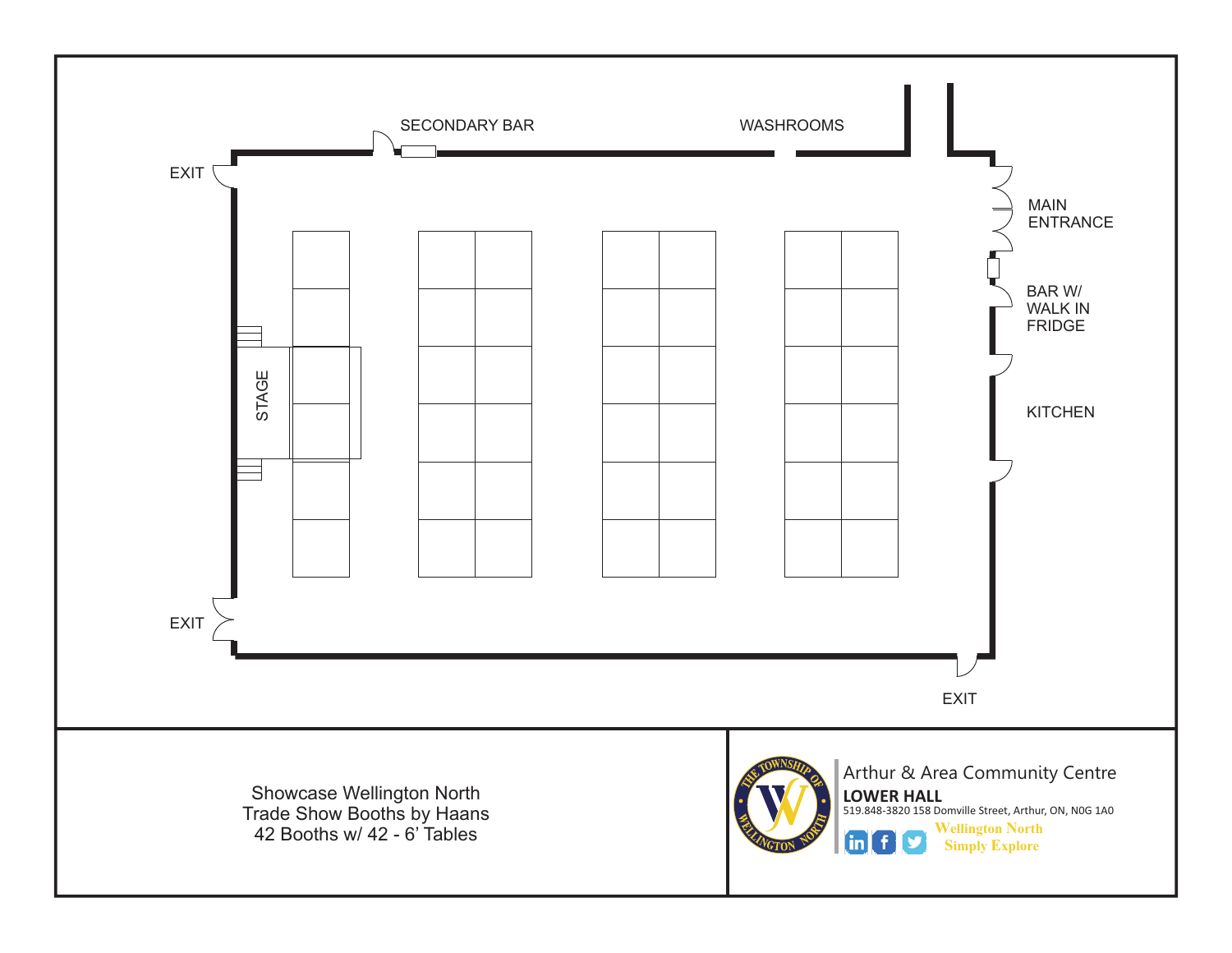SECONDARY BAR

WASHROOMS

EXIT

MAIN ENTRANCE

BAR W/ WALK IN FRIDGE

STAGE

KITCHEN

EXIT

EXIT

Showcase Wellington North
Trade Show Booths by Haans
42 Booths w/ 42 - 6' Tables

Arthur & Area Community Centre
**LOWER HALL**
519.848-3820 158 Domville Street, Arthur, ON, N0G 1A0

Wellington North
Simply Explore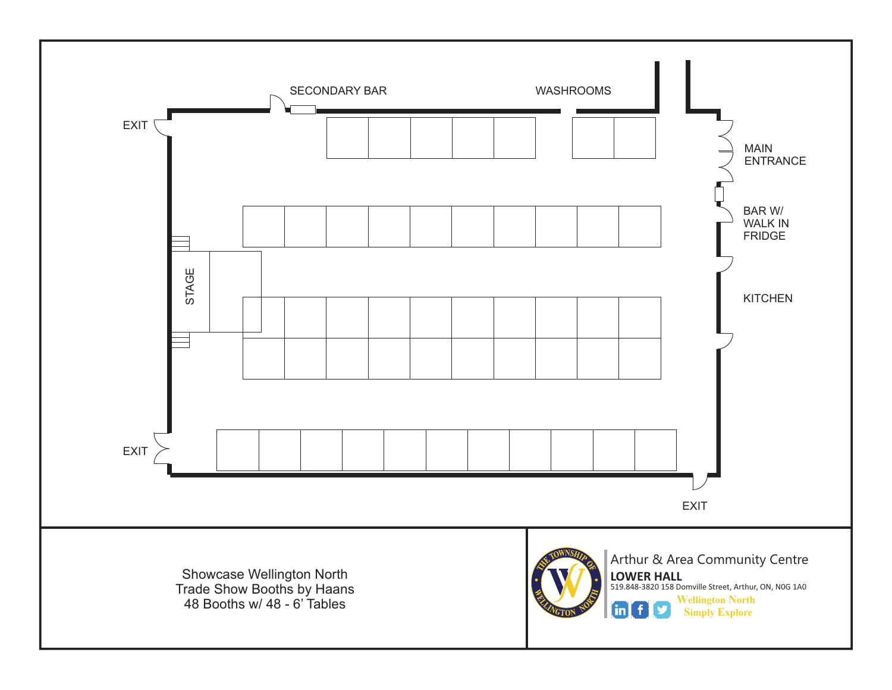SECONDARY BAR

WASHROOMS

EXIT

MAIN ENTRANCE

BAR W/ WALK IN FRIDGE

STAGE

KITCHEN

EXIT

EXIT

Showcase Wellington North
Trade Show Booths by Haans
48 Booths w/ 48 - 6' Tables

Arthur & Area Community Centre
**LOWER HALL**
519.848-3820 158 Domville Street, Arthur, ON, N0G 1A0

Wellington North
Simply Explore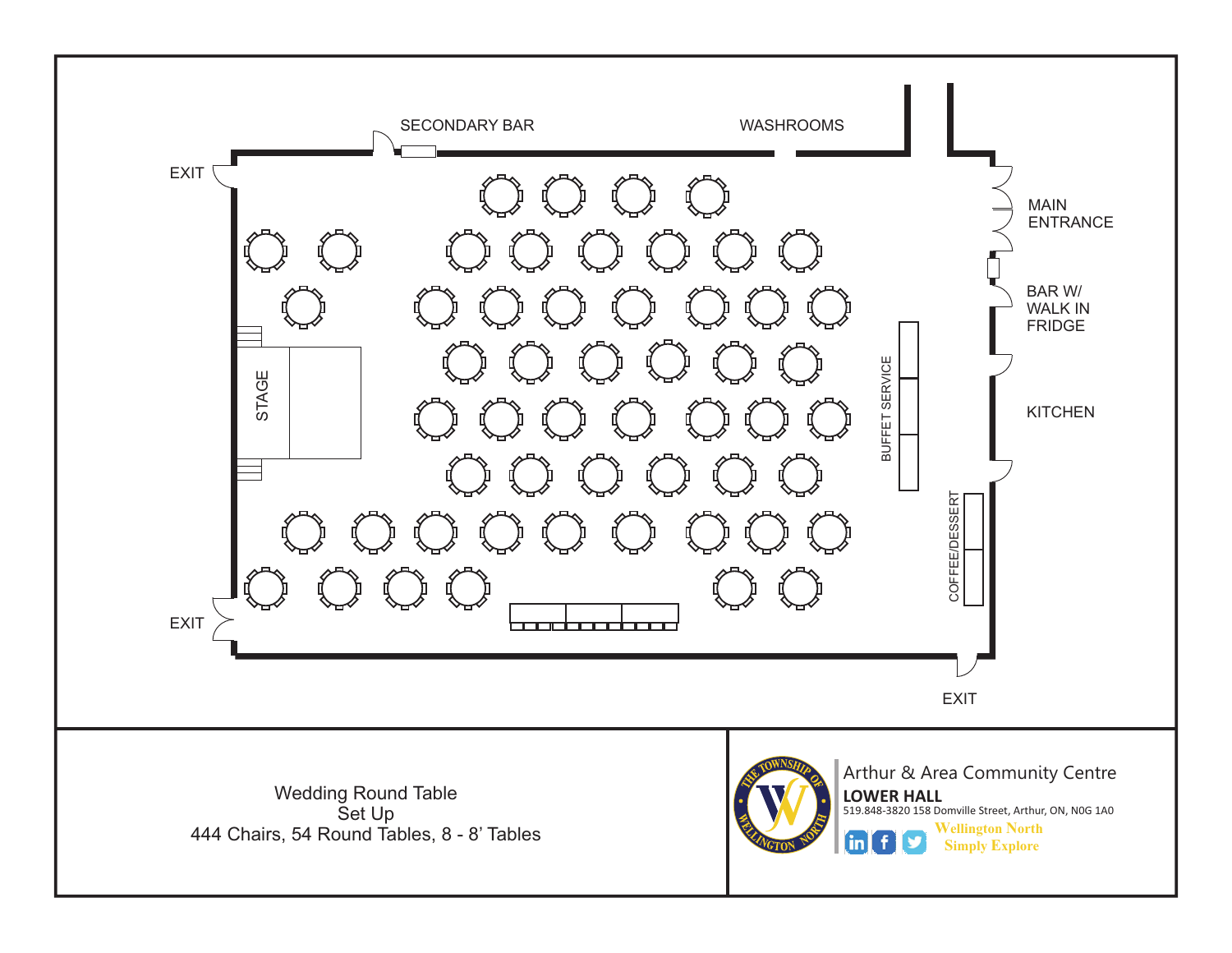SECONDARY BAR

WASHROOMS

EXIT

MAIN ENTRANCE

BAR W/ WALK IN FRIDGE

STAGE

BUFFET SERVICE

KITCHEN

COFFEE/DESSERT

EXIT

EXIT

Wedding Round Table
Set Up
444 Chairs, 54 Round Tables, 8 - 8' Tables

Arthur & Area Community Centre

**LOWER HALL**

519.848-3820 158 Domville Street, Arthur, ON, N0G 1A0

Wellington North
Simply Explore